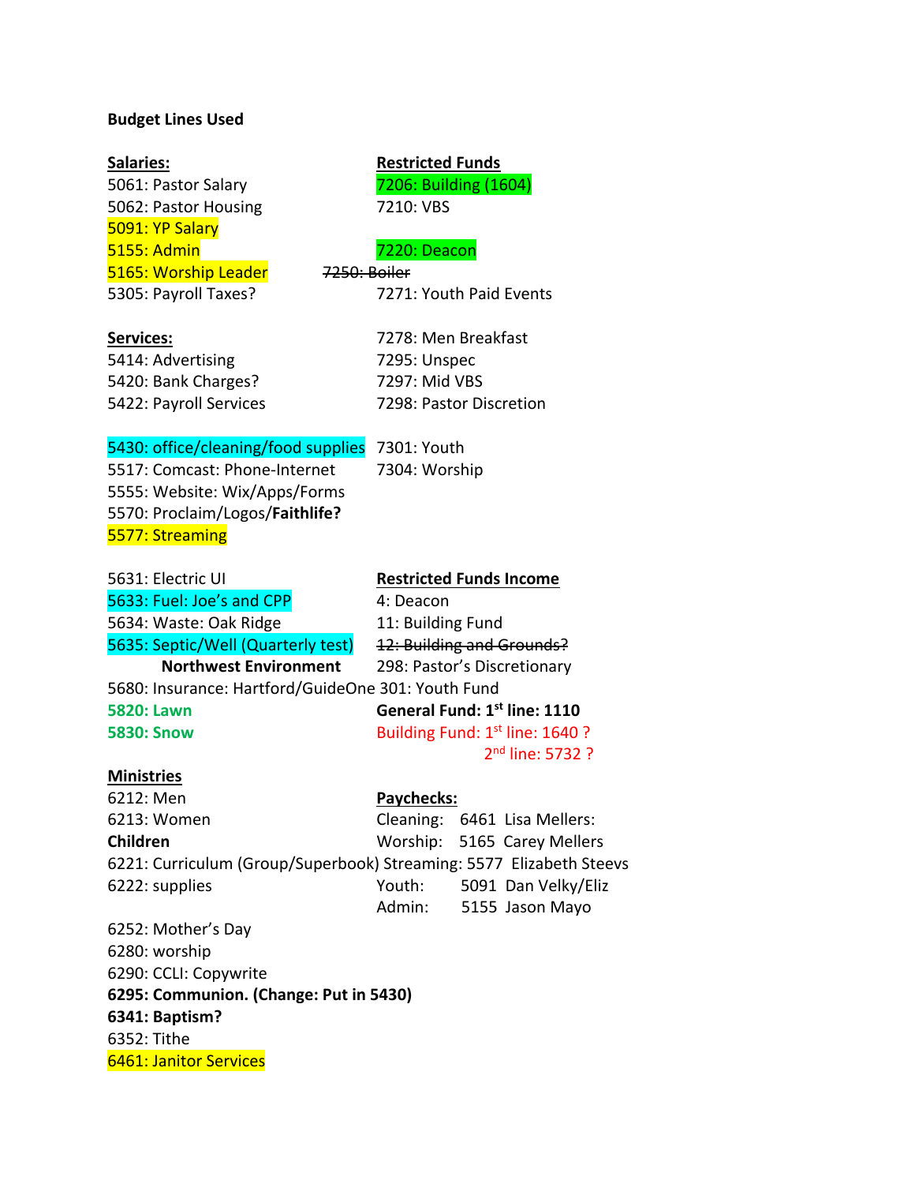**Budget Lines Used**

**Salaries:**
5061: Pastor Salary
5062: Pastor Housing
5091: YP Salary
5155: Admin
5165: Worship Leader
5305: Payroll Taxes?

**Services:**
5414: Advertising
5420: Bank Charges?
5422: Payroll Services

5430: office/cleaning/food supplies
5517: Comcast: Phone-Internet
5555: Website: Wix/Apps/Forms
5570: Proclaim/Logos/**Faithlife?**
5577: Streaming

5631: Electric UI
5633: Fuel: Joe's and CPP
5634: Waste: Oak Ridge
5635: Septic/Well (Quarterly test)
**Northwest Environment**
5680: Insurance: Hartford/GuideOne
**5820: Lawn**
**5830: Snow**

**Ministries**
6212: Men
6213: Women
**Children**
6221: Curriculum (Group/Superbook)
6222: supplies

6252: Mother's Day
6280: worship
6290: CCLI: Copywrite
**6295: Communion. (Change: Put in 5430)**
**6341: Baptism?**
6352: Tithe
6461: Janitor Services

**Restricted Funds**
7206: Building (1604)
7210: VBS

7220: Deacon
~~7250: Boiler~~
7271: Youth Paid Events

7278: Men Breakfast
7295: Unspec
7297: Mid VBS
7298: Pastor Discretion

7301: Youth
7304: Worship

**Restricted Funds Income**
4: Deacon
11: Building Fund
~~12: Building and Grounds?~~
298: Pastor's Discretionary
301: Youth Fund
**General Fund: 1st line: 1110**
Building Fund: 1st line: 1640 ?
2nd line: 5732 ?

**Paychecks:**

| | | |
|---|---|---|
| Cleaning: | 6461 | Lisa Mellers: |
| Worship: | 5165 | Carey Mellers |
| Streaming: | 5577 | Elizabeth Steevs |
| Youth: | 5091 | Dan Velky/Eliz |
| Admin: | 5155 | Jason Mayo |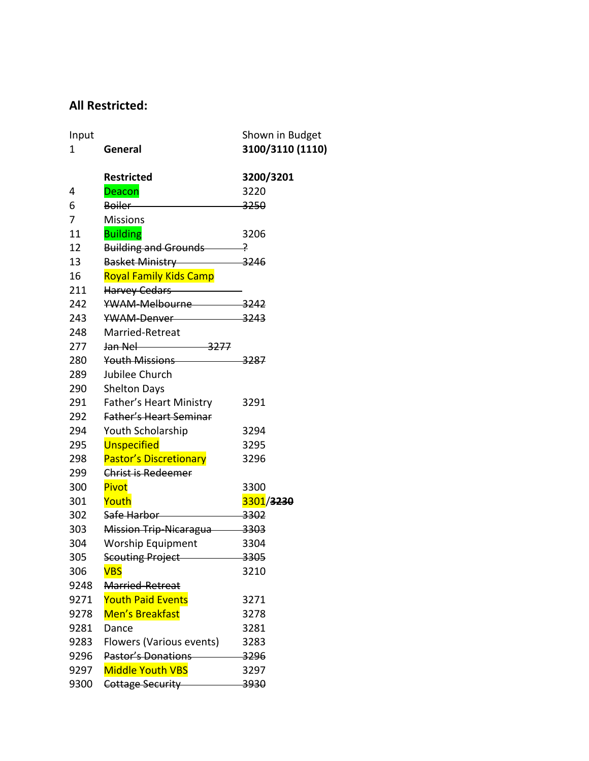## All Restricted:

| Input | | Shown in Budget |
|---|---|---|
| 1 | **General** | **3100/3110 (1110)** |
| | **Restricted** | **3200/3201** |
| 4 | Deacon | 3220 |
| 6 | ~~Boiler~~ | ~~3250~~ |
| 7 | Missions | |
| 11 | Building | 3206 |
| 12 | ~~Building and Grounds~~ | ~~?~~ |
| 13 | ~~Basket Ministry~~ | ~~3246~~ |
| 16 | Royal Family Kids Camp | |
| 211 | ~~Harvey Cedars~~ | |
| 242 | ~~YWAM-Melbourne~~ | ~~3242~~ |
| 243 | ~~YWAM-Denver~~ | ~~3243~~ |
| 248 | Married-Retreat | |
| 277 | ~~Jan Nel 3277~~ | |
| 280 | ~~Youth Missions~~ | ~~3287~~ |
| 289 | Jubilee Church | |
| 290 | Shelton Days | |
| 291 | Father's Heart Ministry | 3291 |
| 292 | ~~Father's Heart Seminar~~ | |
| 294 | Youth Scholarship | 3294 |
| 295 | Unspecified | 3295 |
| 298 | Pastor's Discretionary | 3296 |
| 299 | ~~Christ is Redeemer~~ | |
| 300 | Pivot | 3300 |
| 301 | Youth | 3301/~~**3230**~~ |
| 302 | ~~Safe Harbor~~ | ~~3302~~ |
| 303 | ~~Mission Trip-Nicaragua~~ | ~~3303~~ |
| 304 | Worship Equipment | 3304 |
| 305 | ~~Scouting Project~~ | ~~3305~~ |
| 306 | VBS | 3210 |
| 9248 | ~~Married-Retreat~~ | |
| 9271 | Youth Paid Events | 3271 |
| 9278 | Men's Breakfast | 3278 |
| 9281 | Dance | 3281 |
| 9283 | Flowers (Various events) | 3283 |
| 9296 | ~~Pastor's Donations~~ | ~~3296~~ |
| 9297 | Middle Youth VBS | 3297 |
| 9300 | ~~Cottage Security~~ | ~~3930~~ |